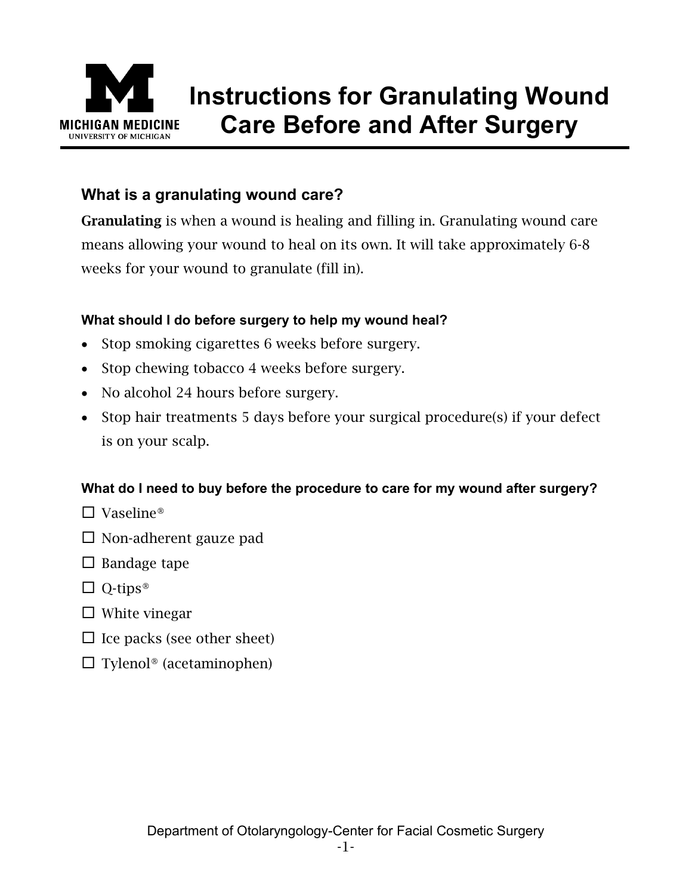# Instructions for Granulating Wound Care Before and After Surgery

MICHIGAN MEDICINE
UNIVERSITY OF MICHIGAN

## What is a granulating wound care?

**Granulating** is when a wound is healing and filling in. Granulating wound care means allowing your wound to heal on its own. It will take approximately 6-8 weeks for your wound to granulate (fill in).

### What should I do before surgery to help my wound heal?

- Stop smoking cigarettes 6 weeks before surgery.
- Stop chewing tobacco 4 weeks before surgery.
- No alcohol 24 hours before surgery.
- Stop hair treatments 5 days before your surgical procedure(s) if your defect is on your scalp.

### What do I need to buy before the procedure to care for my wound after surgery?

- ☐ Vaseline®
- ☐ Non-adherent gauze pad
- ☐ Bandage tape
- ☐ Q-tips®
- ☐ White vinegar
- ☐ Ice packs (see other sheet)
- ☐ Tylenol® (acetaminophen)

Department of Otolaryngology-Center for Facial Cosmetic Surgery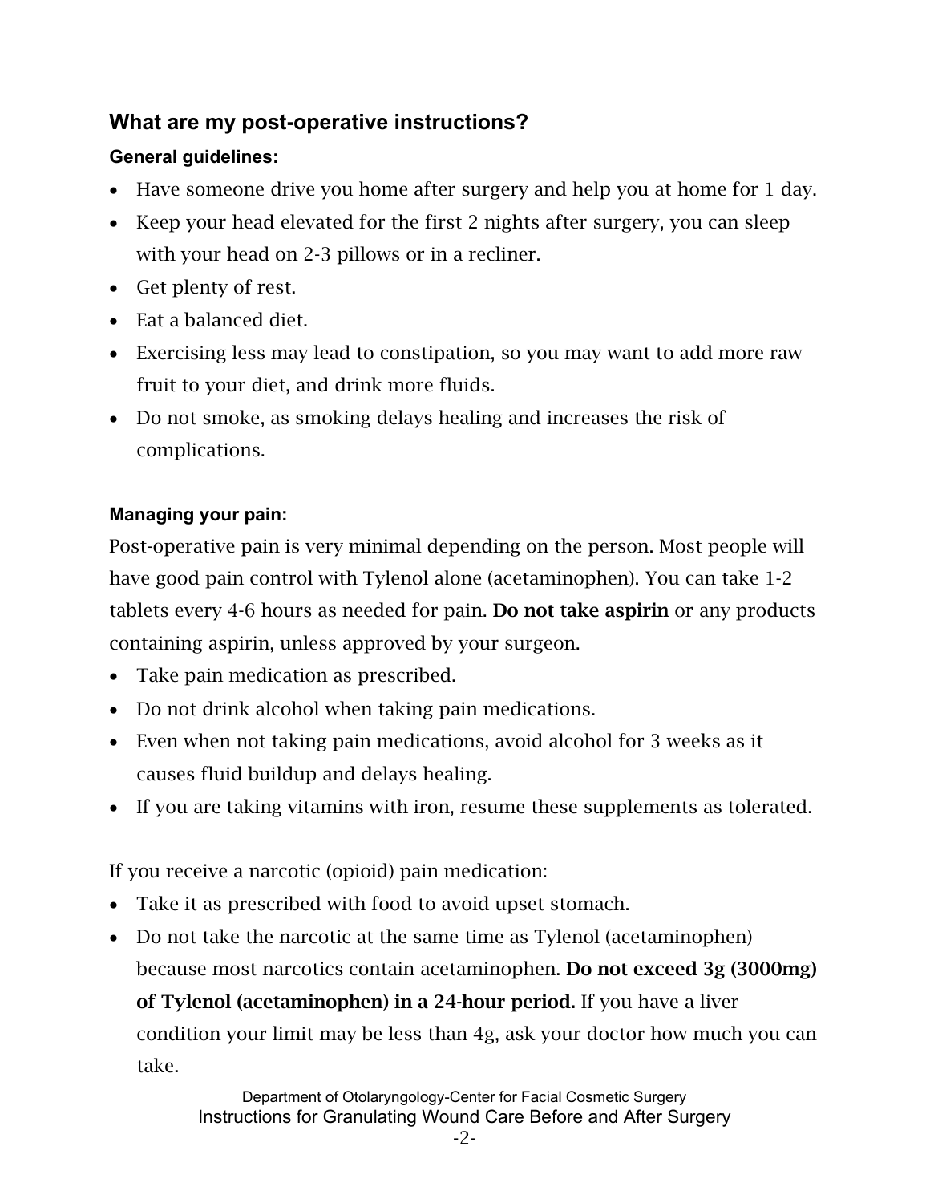## What are my post-operative instructions?

### General guidelines:

- Have someone drive you home after surgery and help you at home for 1 day.
- Keep your head elevated for the first 2 nights after surgery, you can sleep with your head on 2-3 pillows or in a recliner.
- Get plenty of rest.
- Eat a balanced diet.
- Exercising less may lead to constipation, so you may want to add more raw fruit to your diet, and drink more fluids.
- Do not smoke, as smoking delays healing and increases the risk of complications.

### Managing your pain:

Post-operative pain is very minimal depending on the person. Most people will have good pain control with Tylenol alone (acetaminophen). You can take 1-2 tablets every 4-6 hours as needed for pain. **Do not take aspirin** or any products containing aspirin, unless approved by your surgeon.

- Take pain medication as prescribed.
- Do not drink alcohol when taking pain medications.
- Even when not taking pain medications, avoid alcohol for 3 weeks as it causes fluid buildup and delays healing.
- If you are taking vitamins with iron, resume these supplements as tolerated.

If you receive a narcotic (opioid) pain medication:

- Take it as prescribed with food to avoid upset stomach.
- Do not take the narcotic at the same time as Tylenol (acetaminophen) because most narcotics contain acetaminophen. **Do not exceed 3g (3000mg) of Tylenol (acetaminophen) in a 24-hour period.** If you have a liver condition your limit may be less than 4g, ask your doctor how much you can take.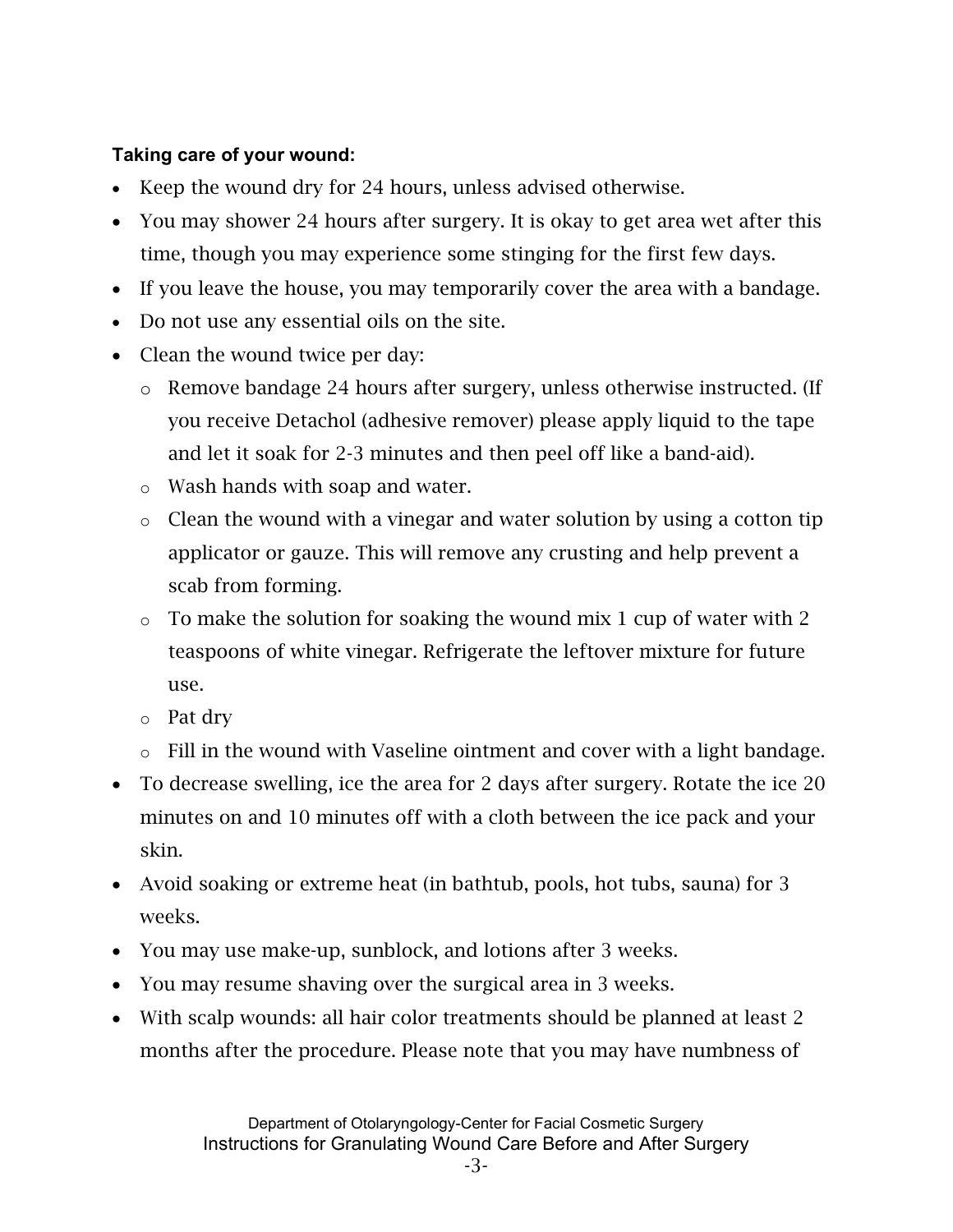**Taking care of your wound:**

- Keep the wound dry for 24 hours, unless advised otherwise.
- You may shower 24 hours after surgery. It is okay to get area wet after this time, though you may experience some stinging for the first few days.
- If you leave the house, you may temporarily cover the area with a bandage.
- Do not use any essential oils on the site.
- Clean the wound twice per day:
    - Remove bandage 24 hours after surgery, unless otherwise instructed. (If you receive Detachol (adhesive remover) please apply liquid to the tape and let it soak for 2-3 minutes and then peel off like a band-aid).
    - Wash hands with soap and water.
    - Clean the wound with a vinegar and water solution by using a cotton tip applicator or gauze. This will remove any crusting and help prevent a scab from forming.
    - To make the solution for soaking the wound mix 1 cup of water with 2 teaspoons of white vinegar. Refrigerate the leftover mixture for future use.
    - Pat dry
    - Fill in the wound with Vaseline ointment and cover with a light bandage.
- To decrease swelling, ice the area for 2 days after surgery. Rotate the ice 20 minutes on and 10 minutes off with a cloth between the ice pack and your skin.
- Avoid soaking or extreme heat (in bathtub, pools, hot tubs, sauna) for 3 weeks.
- You may use make-up, sunblock, and lotions after 3 weeks.
- You may resume shaving over the surgical area in 3 weeks.
- With scalp wounds: all hair color treatments should be planned at least 2 months after the procedure. Please note that you may have numbness of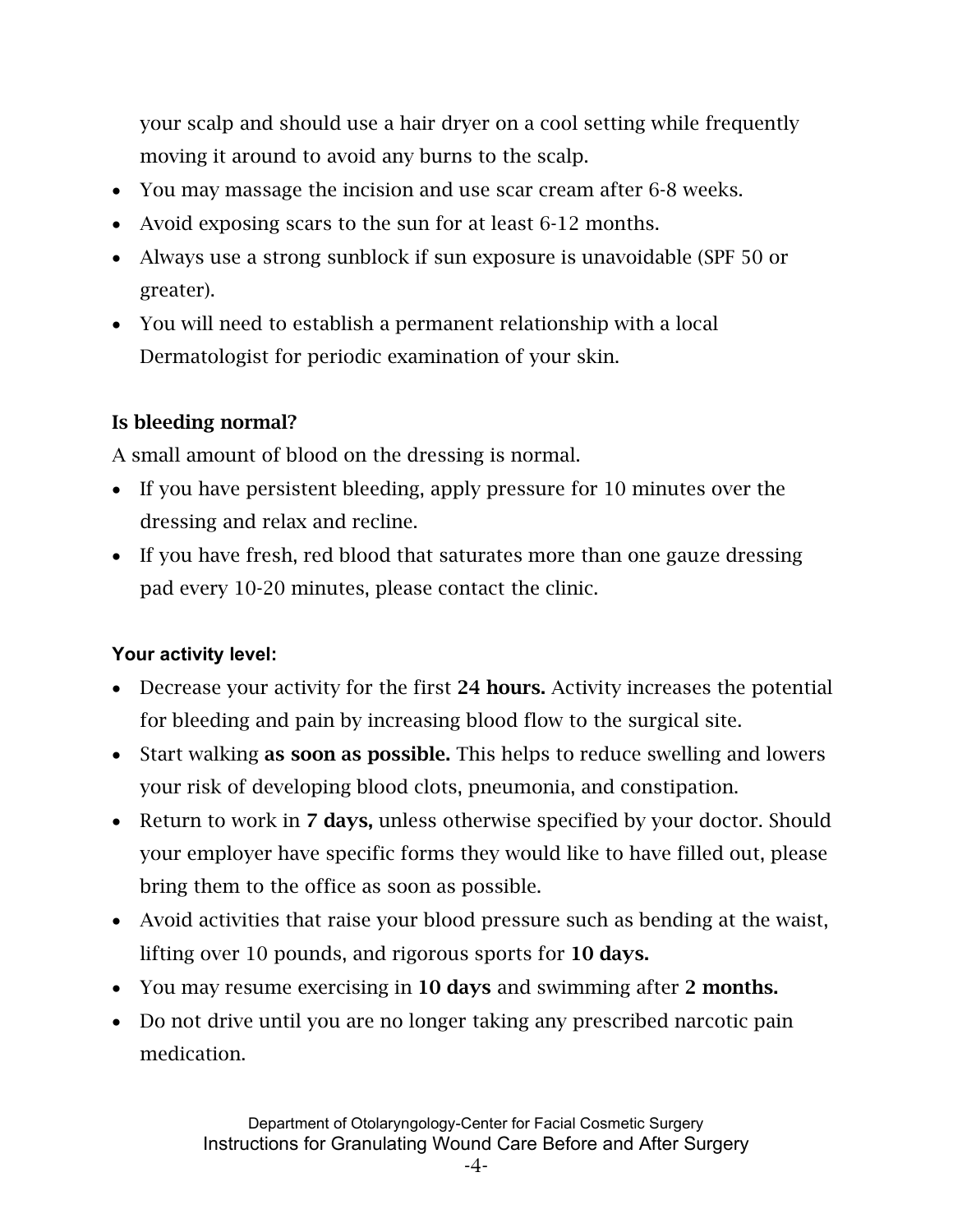your scalp and should use a hair dryer on a cool setting while frequently moving it around to avoid any burns to the scalp.

- You may massage the incision and use scar cream after 6-8 weeks.
- Avoid exposing scars to the sun for at least 6-12 months.
- Always use a strong sunblock if sun exposure is unavoidable (SPF 50 or greater).
- You will need to establish a permanent relationship with a local Dermatologist for periodic examination of your skin.

### Is bleeding normal?

A small amount of blood on the dressing is normal.

- If you have persistent bleeding, apply pressure for 10 minutes over the dressing and relax and recline.
- If you have fresh, red blood that saturates more than one gauze dressing pad every 10-20 minutes, please contact the clinic.

### Your activity level:

- Decrease your activity for the first **24 hours.** Activity increases the potential for bleeding and pain by increasing blood flow to the surgical site.
- Start walking **as soon as possible.** This helps to reduce swelling and lowers your risk of developing blood clots, pneumonia, and constipation.
- Return to work in **7 days,** unless otherwise specified by your doctor. Should your employer have specific forms they would like to have filled out, please bring them to the office as soon as possible.
- Avoid activities that raise your blood pressure such as bending at the waist, lifting over 10 pounds, and rigorous sports for **10 days.**
- You may resume exercising in **10 days** and swimming after **2 months.**
- Do not drive until you are no longer taking any prescribed narcotic pain medication.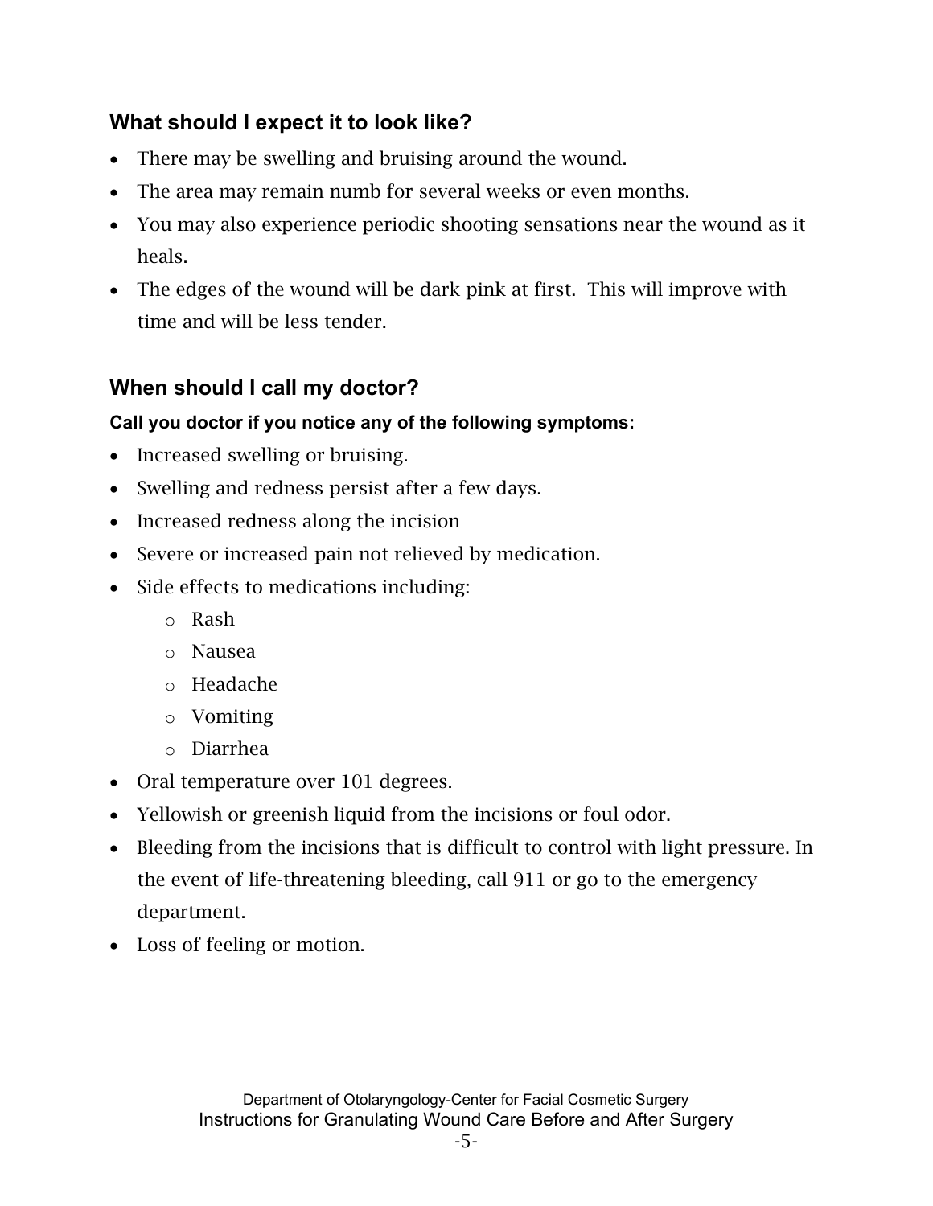## What should I expect it to look like?

- There may be swelling and bruising around the wound.
- The area may remain numb for several weeks or even months.
- You may also experience periodic shooting sensations near the wound as it heals.
- The edges of the wound will be dark pink at first. This will improve with time and will be less tender.

## When should I call my doctor?

**Call you doctor if you notice any of the following symptoms:**

- Increased swelling or bruising.
- Swelling and redness persist after a few days.
- Increased redness along the incision
- Severe or increased pain not relieved by medication.
- Side effects to medications including:
  - Rash
  - Nausea
  - Headache
  - Vomiting
  - Diarrhea
- Oral temperature over 101 degrees.
- Yellowish or greenish liquid from the incisions or foul odor.
- Bleeding from the incisions that is difficult to control with light pressure. In the event of life-threatening bleeding, call 911 or go to the emergency department.
- Loss of feeling or motion.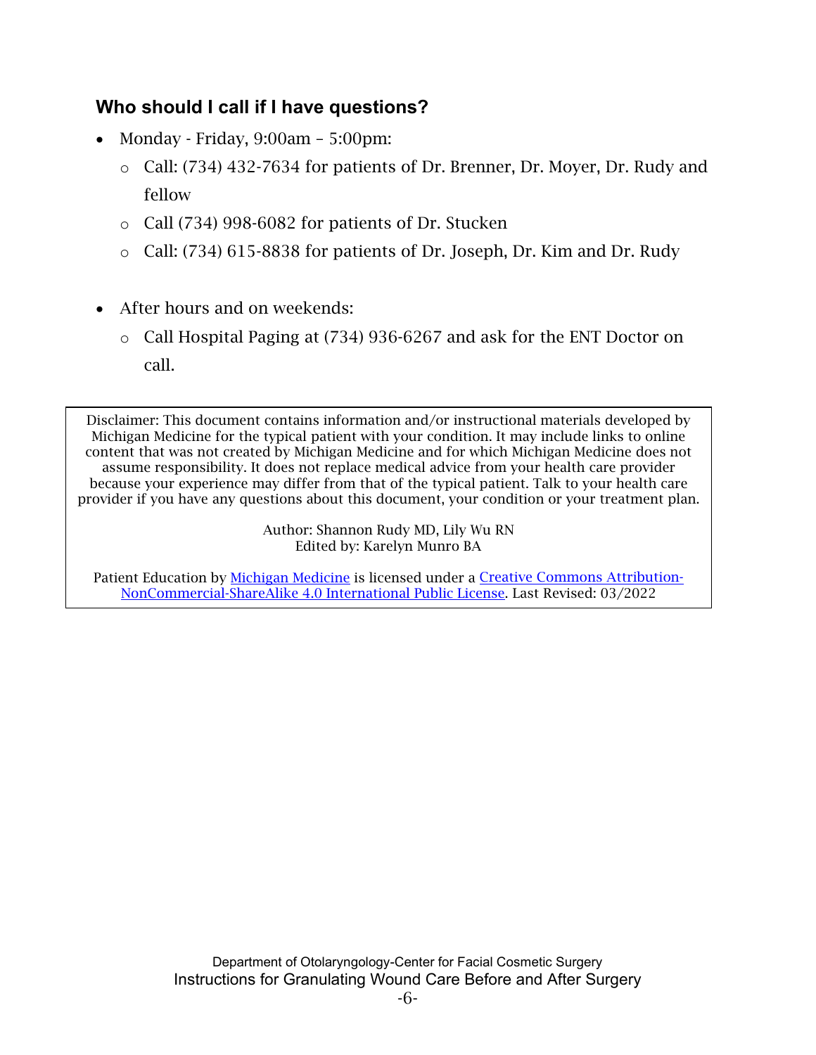### Who should I call if I have questions?

- Monday - Friday, 9:00am – 5:00pm:
  - Call: (734) 432-7634 for patients of Dr. Brenner, Dr. Moyer, Dr. Rudy and fellow
  - Call (734) 998-6082 for patients of Dr. Stucken
  - Call: (734) 615-8838 for patients of Dr. Joseph, Dr. Kim and Dr. Rudy

- After hours and on weekends:
  - Call Hospital Paging at (734) 936-6267 and ask for the ENT Doctor on call.

Disclaimer: This document contains information and/or instructional materials developed by Michigan Medicine for the typical patient with your condition. It may include links to online content that was not created by Michigan Medicine and for which Michigan Medicine does not assume responsibility. It does not replace medical advice from your health care provider because your experience may differ from that of the typical patient. Talk to your health care provider if you have any questions about this document, your condition or your treatment plan.

Author: Shannon Rudy MD, Lily Wu RN
Edited by: Karelyn Munro BA

Patient Education by Michigan Medicine is licensed under a Creative Commons Attribution-NonCommercial-ShareAlike 4.0 International Public License. Last Revised: 03/2022